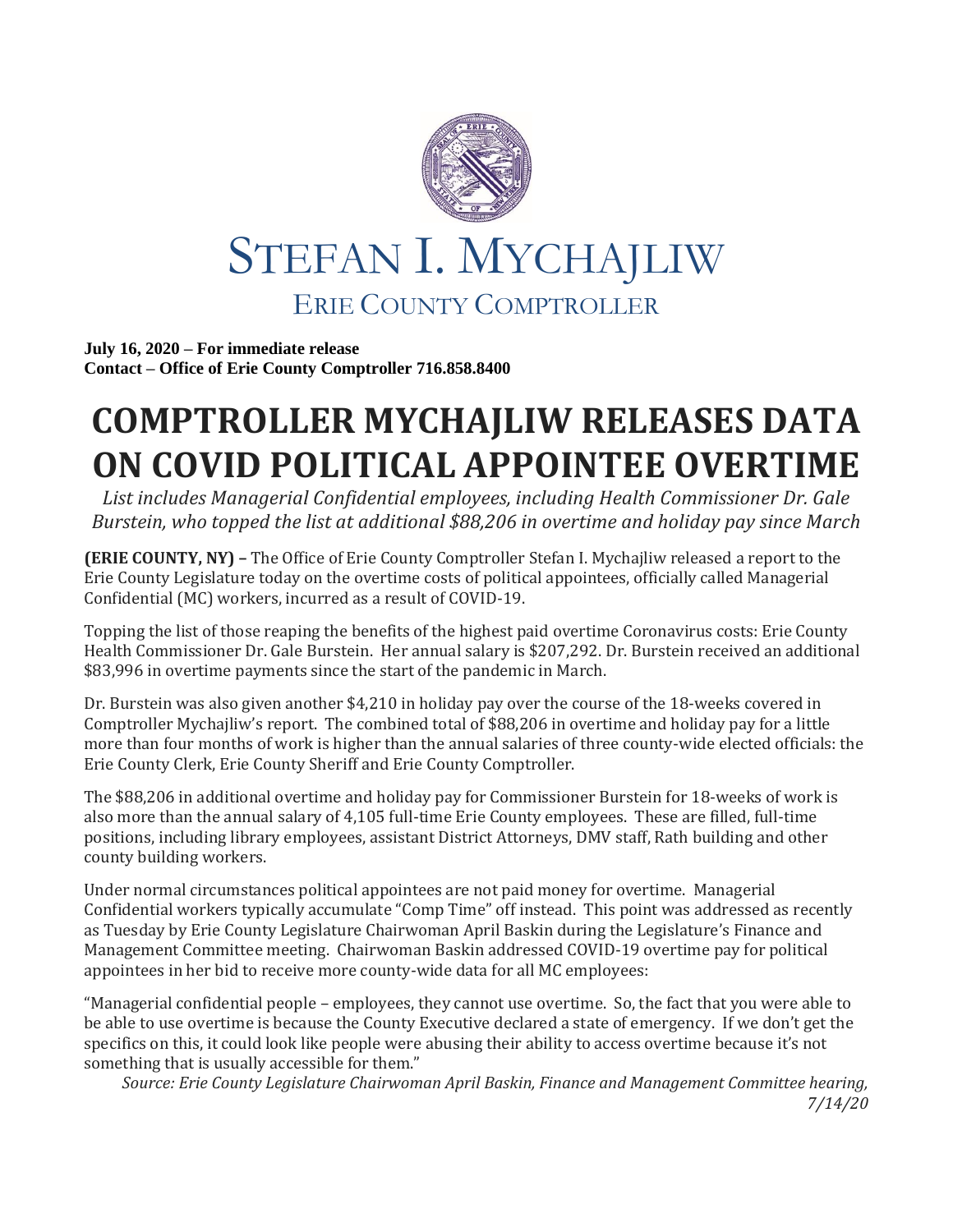# STEFAN I. MYCHAJLIW

## ERIE COUNTY COMPTROLLER

**July 16, 2020 – For immediate release**
**Contact – Office of Erie County Comptroller 716.858.8400**

# COMPTROLLER MYCHAJLIW RELEASES DATA ON COVID POLITICAL APPOINTEE OVERTIME

*List includes Managerial Confidential employees, including Health Commissioner Dr. Gale Burstein, who topped the list at additional $88,206 in overtime and holiday pay since March*

**(ERIE COUNTY, NY) –** The Office of Erie County Comptroller Stefan I. Mychajliw released a report to the Erie County Legislature today on the overtime costs of political appointees, officially called Managerial Confidential (MC) workers, incurred as a result of COVID-19.

Topping the list of those reaping the benefits of the highest paid overtime Coronavirus costs: Erie County Health Commissioner Dr. Gale Burstein. Her annual salary is $207,292. Dr. Burstein received an additional $83,996 in overtime payments since the start of the pandemic in March.

Dr. Burstein was also given another $4,210 in holiday pay over the course of the 18-weeks covered in Comptroller Mychajliw's report. The combined total of $88,206 in overtime and holiday pay for a little more than four months of work is higher than the annual salaries of three county-wide elected officials: the Erie County Clerk, Erie County Sheriff and Erie County Comptroller.

The $88,206 in additional overtime and holiday pay for Commissioner Burstein for 18-weeks of work is also more than the annual salary of 4,105 full-time Erie County employees. These are filled, full-time positions, including library employees, assistant District Attorneys, DMV staff, Rath building and other county building workers.

Under normal circumstances political appointees are not paid money for overtime. Managerial Confidential workers typically accumulate "Comp Time" off instead. This point was addressed as recently as Tuesday by Erie County Legislature Chairwoman April Baskin during the Legislature's Finance and Management Committee meeting. Chairwoman Baskin addressed COVID-19 overtime pay for political appointees in her bid to receive more county-wide data for all MC employees:

"Managerial confidential people – employees, they cannot use overtime. So, the fact that you were able to be able to use overtime is because the County Executive declared a state of emergency. If we don't get the specifics on this, it could look like people were abusing their ability to access overtime because it's not something that is usually accessible for them."

*Source: Erie County Legislature Chairwoman April Baskin, Finance and Management Committee hearing, 7/14/20*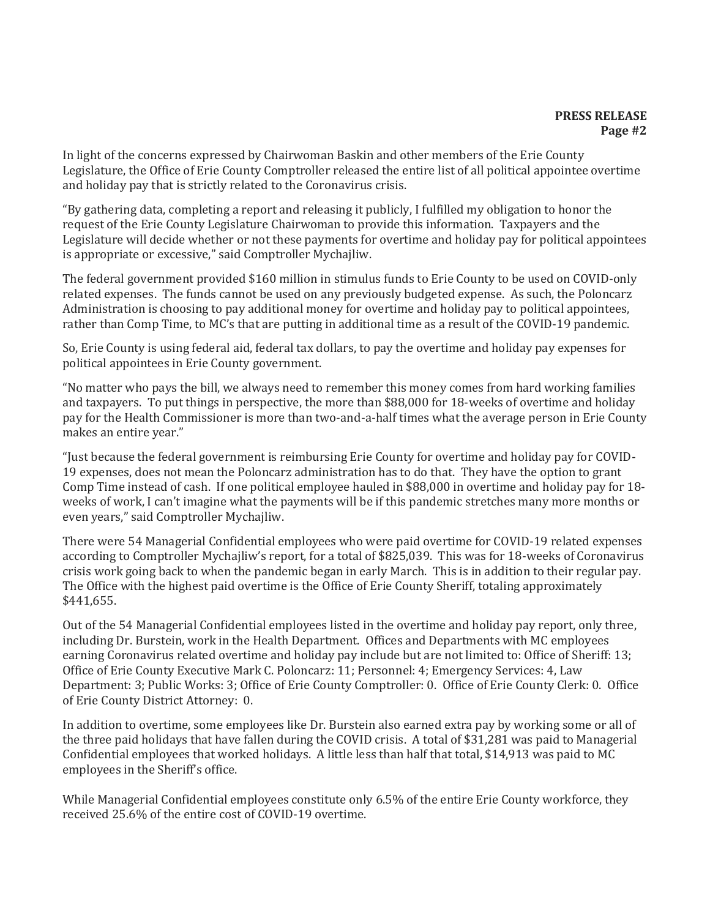In light of the concerns expressed by Chairwoman Baskin and other members of the Erie County Legislature, the Office of Erie County Comptroller released the entire list of all political appointee overtime and holiday pay that is strictly related to the Coronavirus crisis.

"By gathering data, completing a report and releasing it publicly, I fulfilled my obligation to honor the request of the Erie County Legislature Chairwoman to provide this information. Taxpayers and the Legislature will decide whether or not these payments for overtime and holiday pay for political appointees is appropriate or excessive," said Comptroller Mychajliw.

The federal government provided $160 million in stimulus funds to Erie County to be used on COVID-only related expenses. The funds cannot be used on any previously budgeted expense. As such, the Poloncarz Administration is choosing to pay additional money for overtime and holiday pay to political appointees, rather than Comp Time, to MC's that are putting in additional time as a result of the COVID-19 pandemic.

So, Erie County is using federal aid, federal tax dollars, to pay the overtime and holiday pay expenses for political appointees in Erie County government.

"No matter who pays the bill, we always need to remember this money comes from hard working families and taxpayers. To put things in perspective, the more than $88,000 for 18-weeks of overtime and holiday pay for the Health Commissioner is more than two-and-a-half times what the average person in Erie County makes an entire year."

"Just because the federal government is reimbursing Erie County for overtime and holiday pay for COVID-19 expenses, does not mean the Poloncarz administration has to do that. They have the option to grant Comp Time instead of cash. If one political employee hauled in $88,000 in overtime and holiday pay for 18-weeks of work, I can't imagine what the payments will be if this pandemic stretches many more months or even years," said Comptroller Mychajliw.

There were 54 Managerial Confidential employees who were paid overtime for COVID-19 related expenses according to Comptroller Mychajliw's report, for a total of $825,039. This was for 18-weeks of Coronavirus crisis work going back to when the pandemic began in early March. This is in addition to their regular pay. The Office with the highest paid overtime is the Office of Erie County Sheriff, totaling approximately $441,655.

Out of the 54 Managerial Confidential employees listed in the overtime and holiday pay report, only three, including Dr. Burstein, work in the Health Department. Offices and Departments with MC employees earning Coronavirus related overtime and holiday pay include but are not limited to: Office of Sheriff: 13; Office of Erie County Executive Mark C. Poloncarz: 11; Personnel: 4; Emergency Services: 4, Law Department: 3; Public Works: 3; Office of Erie County Comptroller: 0. Office of Erie County Clerk: 0. Office of Erie County District Attorney: 0.

In addition to overtime, some employees like Dr. Burstein also earned extra pay by working some or all of the three paid holidays that have fallen during the COVID crisis. A total of $31,281 was paid to Managerial Confidential employees that worked holidays. A little less than half that total, $14,913 was paid to MC employees in the Sheriff's office.

While Managerial Confidential employees constitute only 6.5% of the entire Erie County workforce, they received 25.6% of the entire cost of COVID-19 overtime.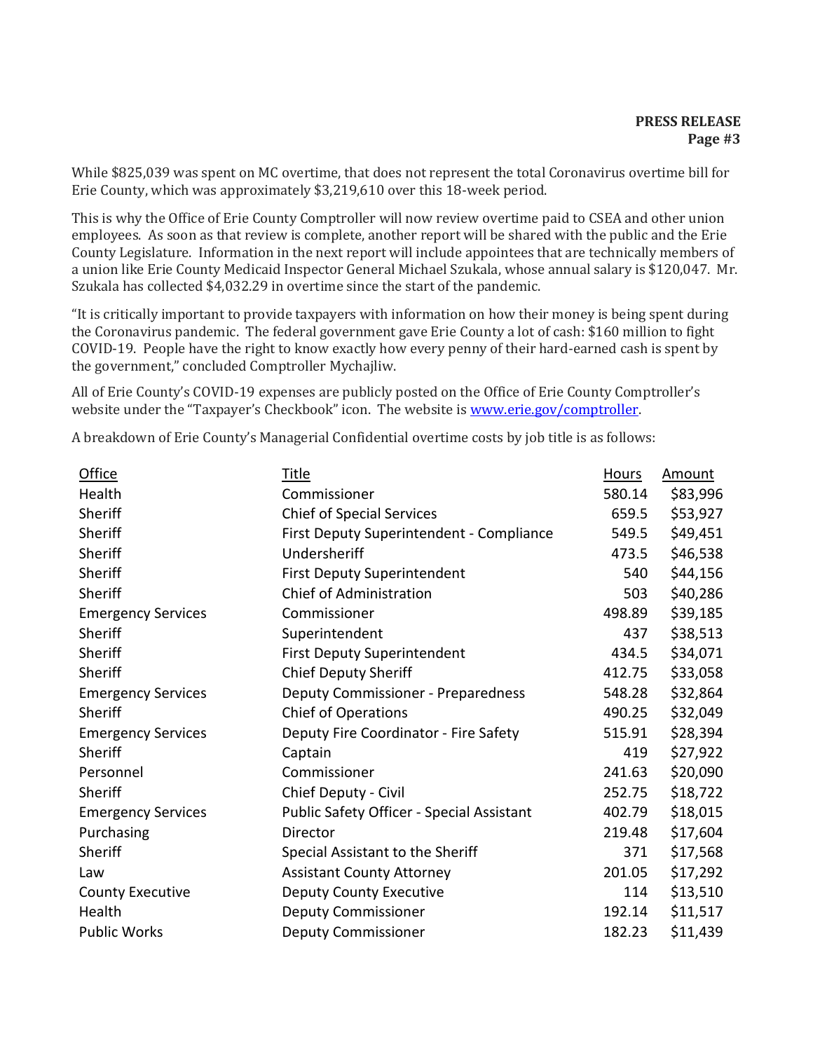While $825,039 was spent on MC overtime, that does not represent the total Coronavirus overtime bill for Erie County, which was approximately $3,219,610 over this 18-week period.

This is why the Office of Erie County Comptroller will now review overtime paid to CSEA and other union employees. As soon as that review is complete, another report will be shared with the public and the Erie County Legislature. Information in the next report will include appointees that are technically members of a union like Erie County Medicaid Inspector General Michael Szukala, whose annual salary is $120,047. Mr. Szukala has collected $4,032.29 in overtime since the start of the pandemic.

"It is critically important to provide taxpayers with information on how their money is being spent during the Coronavirus pandemic. The federal government gave Erie County a lot of cash: $160 million to fight COVID-19. People have the right to know exactly how every penny of their hard-earned cash is spent by the government," concluded Comptroller Mychajliw.

All of Erie County's COVID-19 expenses are publicly posted on the Office of Erie County Comptroller's website under the "Taxpayer's Checkbook" icon. The website is [www.erie.gov/comptroller](http://www.erie.gov/comptroller).

A breakdown of Erie County's Managerial Confidential overtime costs by job title is as follows:

| Office | Title | Hours | Amount |
|---|---|---|---|
| Health | Commissioner | 580.14 | $83,996 |
| Sheriff | Chief of Special Services | 659.5 | $53,927 |
| Sheriff | First Deputy Superintendent - Compliance | 549.5 | $49,451 |
| Sheriff | Undersheriff | 473.5 | $46,538 |
| Sheriff | First Deputy Superintendent | 540 | $44,156 |
| Sheriff | Chief of Administration | 503 | $40,286 |
| Emergency Services | Commissioner | 498.89 | $39,185 |
| Sheriff | Superintendent | 437 | $38,513 |
| Sheriff | First Deputy Superintendent | 434.5 | $34,071 |
| Sheriff | Chief Deputy Sheriff | 412.75 | $33,058 |
| Emergency Services | Deputy Commissioner - Preparedness | 548.28 | $32,864 |
| Sheriff | Chief of Operations | 490.25 | $32,049 |
| Emergency Services | Deputy Fire Coordinator - Fire Safety | 515.91 | $28,394 |
| Sheriff | Captain | 419 | $27,922 |
| Personnel | Commissioner | 241.63 | $20,090 |
| Sheriff | Chief Deputy - Civil | 252.75 | $18,722 |
| Emergency Services | Public Safety Officer - Special Assistant | 402.79 | $18,015 |
| Purchasing | Director | 219.48 | $17,604 |
| Sheriff | Special Assistant to the Sheriff | 371 | $17,568 |
| Law | Assistant County Attorney | 201.05 | $17,292 |
| County Executive | Deputy County Executive | 114 | $13,510 |
| Health | Deputy Commissioner | 192.14 | $11,517 |
| Public Works | Deputy Commissioner | 182.23 | $11,439 |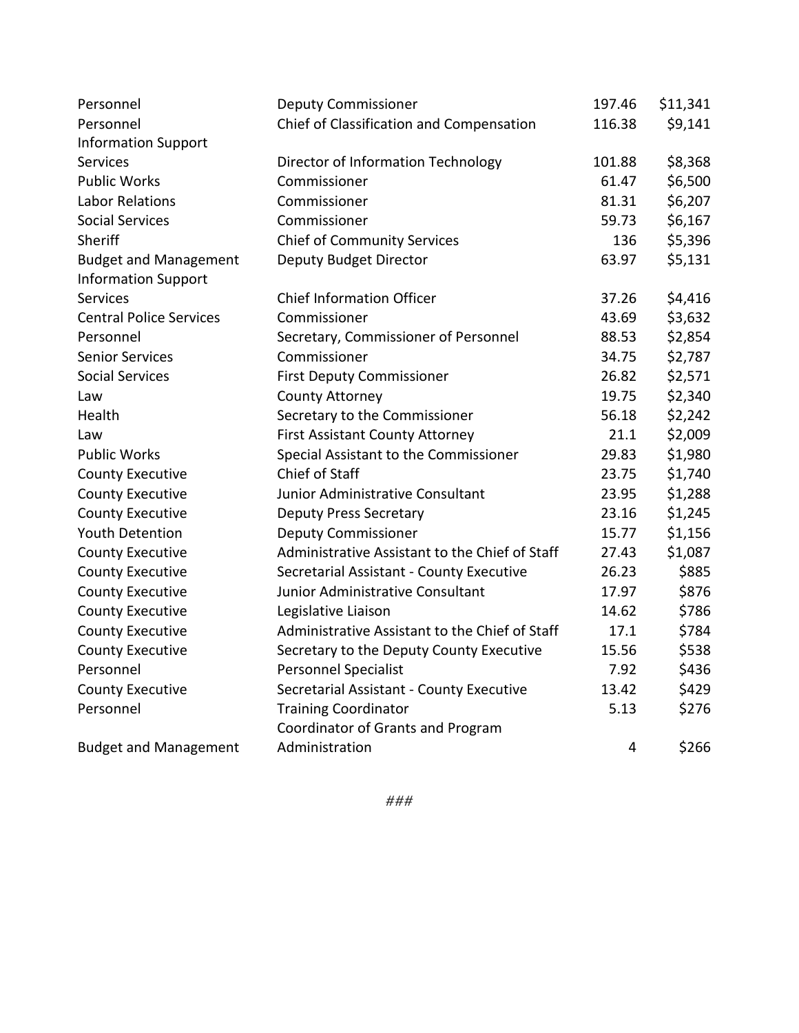| | | | |
|---|---|---|---|
| Personnel | Deputy Commissioner | 197.46 | $11,341 |
| Personnel | Chief of Classification and Compensation | 116.38 | $9,141 |
| Information Support Services | Director of Information Technology | 101.88 | $8,368 |
| Public Works | Commissioner | 61.47 | $6,500 |
| Labor Relations | Commissioner | 81.31 | $6,207 |
| Social Services | Commissioner | 59.73 | $6,167 |
| Sheriff | Chief of Community Services | 136 | $5,396 |
| Budget and Management | Deputy Budget Director | 63.97 | $5,131 |
| Information Support Services | Chief Information Officer | 37.26 | $4,416 |
| Central Police Services | Commissioner | 43.69 | $3,632 |
| Personnel | Secretary, Commissioner of Personnel | 88.53 | $2,854 |
| Senior Services | Commissioner | 34.75 | $2,787 |
| Social Services | First Deputy Commissioner | 26.82 | $2,571 |
| Law | County Attorney | 19.75 | $2,340 |
| Health | Secretary to the Commissioner | 56.18 | $2,242 |
| Law | First Assistant County Attorney | 21.1 | $2,009 |
| Public Works | Special Assistant to the Commissioner | 29.83 | $1,980 |
| County Executive | Chief of Staff | 23.75 | $1,740 |
| County Executive | Junior Administrative Consultant | 23.95 | $1,288 |
| County Executive | Deputy Press Secretary | 23.16 | $1,245 |
| Youth Detention | Deputy Commissioner | 15.77 | $1,156 |
| County Executive | Administrative Assistant to the Chief of Staff | 27.43 | $1,087 |
| County Executive | Secretarial Assistant - County Executive | 26.23 | $885 |
| County Executive | Junior Administrative Consultant | 17.97 | $876 |
| County Executive | Legislative Liaison | 14.62 | $786 |
| County Executive | Administrative Assistant to the Chief of Staff | 17.1 | $784 |
| County Executive | Secretary to the Deputy County Executive | 15.56 | $538 |
| Personnel | Personnel Specialist | 7.92 | $436 |
| County Executive | Secretarial Assistant - County Executive | 13.42 | $429 |
| Personnel | Training Coordinator | 5.13 | $276 |
| Budget and Management | Coordinator of Grants and Program Administration | 4 | $266 |

*###*